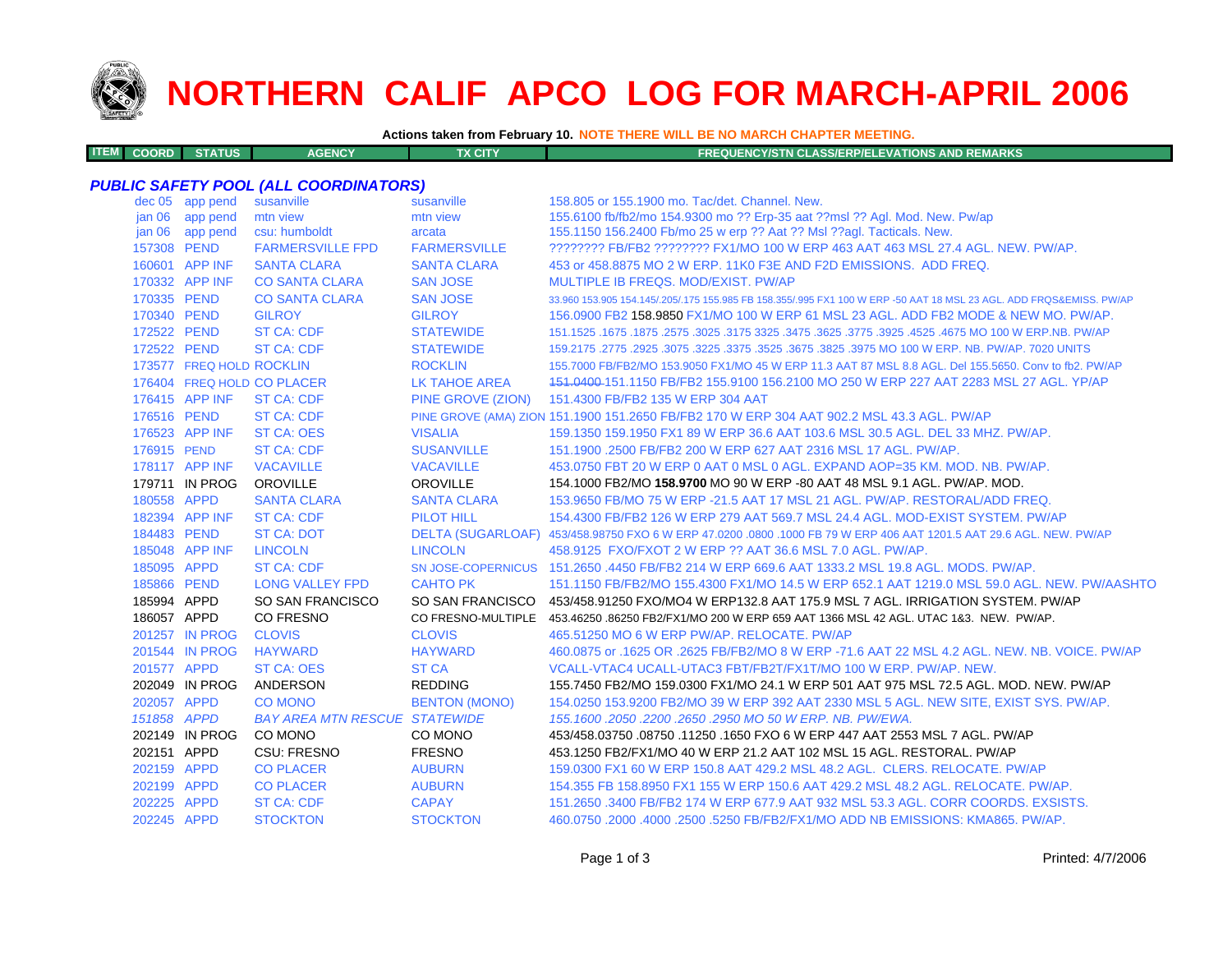# NORTHERN CALIF APCO LOG FOR MARCH-APRIL 2006

**Actions taken from February 10. NOTE THERE WILL BE NO MARCH CHAPTER MEETING.**

| ITEM | COORD | STATUS | AGENCY | TX CITY | FREQUENCY/STN CLASS/ERP/ELEVATIONS AND REMARKS |
|---|---|---|---|---|---|

### *PUBLIC SAFETY POOL (ALL COORDINATORS)*

| ITEM | COORD | STATUS | AGENCY | TX CITY | FREQUENCY/STN CLASS/ERP/ELEVATIONS AND REMARKS |
|---|---|---|---|---|---|
| | dec 05 | app pend | susanville | susanville | 158.805 or 155.1900 mo. Tac/det. Channel. New. |
| | jan 06 | app pend | mtn view | mtn view | 155.6100 fb/fb2/mo 154.9300 mo ?? Erp-35 aat ??msl ?? Agl. Mod. New. Pw/ap |
| | jan 06 | app pend | csu: humboldt | arcata | 155.1150 156.2400 Fb/mo 25 w erp ?? Aat ?? Msl ??agl. Tacticals. New. |
| | 157308 | PEND | FARMERSVILLE FPD | FARMERSVILLE | ???????? FB/FB2 ???????? FX1/MO 100 W ERP 463 AAT 463 MSL 27.4 AGL. NEW. PW/AP. |
| | 160601 | APP INF | SANTA CLARA | SANTA CLARA | 453 or 458.8875 MO 2 W ERP. 11K0 F3E AND F2D EMISSIONS. ADD FREQ. |
| | 170332 | APP INF | CO SANTA CLARA | SAN JOSE | MULTIPLE IB FREQS. MOD/EXIST. PW/AP |
| | 170335 | PEND | CO SANTA CLARA | SAN JOSE | 33.960 153.905 154.145/.205/.175 155.985 FB 158.355/.995 FX1 100 W ERP -50 AAT 18 MSL 23 AGL. ADD FRQS&EMISS. PW/AP |
| | 170340 | PEND | GILROY | GILROY | 156.0900 FB2 158.9850 FX1/MO 100 W ERP 61 MSL 23 AGL. ADD FB2 MODE & NEW MO. PW/AP. |
| | 172522 | PEND | ST CA: CDF | STATEWIDE | 151.1525 .1675 .1875 .2575 .3025 .3175 3325 .3475 .3625 .3775 .3925 .4525 .4675 MO 100 W ERP.NB. PW/AP |
| | 172522 | PEND | ST CA: CDF | STATEWIDE | 159.2175 .2775 .2925 .3075 .3225 .3375 .3525 .3675 .3825 .3975 MO 100 W ERP. NB. PW/AP. 7020 UNITS |
| | 173577 | FREQ HOLD | ROCKLIN | ROCKLIN | 155.7000 FB/FB2/MO 153.9050 FX1/MO 45 W ERP 11.3 AAT 87 MSL 8.8 AGL. Del 155.5650. Conv to fb2. PW/AP |
| | 176404 | FREQ HOLD | CO PLACER | LK TAHOE AREA | ~~151.0400~~ 151.1150 FB/FB2 155.9100 156.2100 MO 250 W ERP 227 AAT 2283 MSL 27 AGL. YP/AP |
| | 176415 | APP INF | ST CA: CDF | PINE GROVE (ZION) | 151.4300 FB/FB2 135 W ERP 304 AAT |
| | 176516 | PEND | ST CA: CDF | PINE GROVE (AMA) ZION | 151.1900 151.2650 FB/FB2 170 W ERP 304 AAT 902.2 MSL 43.3 AGL. PW/AP |
| | 176523 | APP INF | ST CA: OES | VISALIA | 159.1350 159.1950 FX1 89 W ERP 36.6 AAT 103.6 MSL 30.5 AGL. DEL 33 MHZ. PW/AP. |
| | 176915 | PEND | ST CA: CDF | SUSANVILLE | 151.1900 .2500 FB/FB2 200 W ERP 627 AAT 2316 MSL 17 AGL. PW/AP. |
| | 178117 | APP INF | VACAVILLE | VACAVILLE | 453.0750 FBT 20 W ERP 0 AAT 0 MSL 0 AGL. EXPAND AOP=35 KM. MOD. NB. PW/AP. |
| | 179711 | IN PROG | OROVILLE | OROVILLE | 154.1000 FB2/MO **158.9700** MO 90 W ERP -80 AAT 48 MSL 9.1 AGL. PW/AP. MOD. |
| | 180558 | APPD | SANTA CLARA | SANTA CLARA | 153.9650 FB/MO 75 W ERP -21.5 AAT 17 MSL 21 AGL. PW/AP. RESTORAL/ADD FREQ. |
| | 182394 | APP INF | ST CA: CDF | PILOT HILL | 154.4300 FB/FB2 126 W ERP 279 AAT 569.7 MSL 24.4 AGL. MOD-EXIST SYSTEM. PW/AP |
| | 184483 | PEND | ST CA: DOT | DELTA (SUGARLOAF) | 453/458.98750 FXO 6 W ERP 47.0200 .0800 .1000 FB 79 W ERP 406 AAT 1201.5 AAT 29.6 AGL. NEW. PW/AP |
| | 185048 | APP INF | LINCOLN | LINCOLN | 458.9125 FXO/FXOT 2 W ERP ?? AAT 36.6 MSL 7.0 AGL. PW/AP. |
| | 185095 | APPD | ST CA: CDF | SN JOSE-COPERNICUS | 151.2650 .4450 FB/FB2 214 W ERP 669.6 AAT 1333.2 MSL 19.8 AGL. MODS. PW/AP. |
| | 185866 | PEND | LONG VALLEY FPD | CAHTO PK | 151.1150 FB/FB2/MO 155.4300 FX1/MO 14.5 W ERP 652.1 AAT 1219.0 MSL 59.0 AGL. NEW. PW/AASHTO |
| | 185994 | APPD | SO SAN FRANCISCO | SO SAN FRANCISCO | 453/458.91250 FXO/MO4 W ERP132.8 AAT 175.9 MSL 7 AGL. IRRIGATION SYSTEM. PW/AP |
| | 186057 | APPD | CO FRESNO | CO FRESNO-MULTIPLE | 453.46250 .86250 FB2/FX1/MO 200 W ERP 659 AAT 1366 MSL 42 AGL. UTAC 1&3. NEW. PW/AP. |
| | 201257 | IN PROG | CLOVIS | CLOVIS | 465.51250 MO 6 W ERP PW/AP. RELOCATE. PW/AP |
| | 201544 | IN PROG | HAYWARD | HAYWARD | 460.0875 or .1625 OR .2625 FB/FB2/MO 8 W ERP -71.6 AAT 22 MSL 4.2 AGL. NEW. NB. VOICE. PW/AP |
| | 201577 | APPD | ST CA: OES | ST CA | VCALL-VTAC4 UCALL-UTAC3 FBT/FB2T/FX1T/MO 100 W ERP. PW/AP. NEW. |
| | 202049 | IN PROG | ANDERSON | REDDING | 155.7450 FB2/MO 159.0300 FX1/MO 24.1 W ERP 501 AAT 975 MSL 72.5 AGL. MOD. NEW. PW/AP |
| | 202057 | APPD | CO MONO | BENTON (MONO) | 154.0250 153.9200 FB2/MO 39 W ERP 392 AAT 2330 MSL 5 AGL. NEW SITE, EXIST SYS. PW/AP. |
| | *151858* | *APPD* | *BAY AREA MTN RESCUE* | *STATEWIDE* | *155.1600 .2050 .2200 .2650 .2950 MO 50 W ERP. NB. PW/EWA.* |
| | 202149 | IN PROG | CO MONO | CO MONO | 453/458.03750 .08750 .11250 .1650 FXO 6 W ERP 447 AAT 2553 MSL 7 AGL. PW/AP |
| | 202151 | APPD | CSU: FRESNO | FRESNO | 453.1250 FB2/FX1/MO 40 W ERP 21.2 AAT 102 MSL 15 AGL. RESTORAL. PW/AP |
| | 202159 | APPD | CO PLACER | AUBURN | 159.0300 FX1 60 W ERP 150.8 AAT 429.2 MSL 48.2 AGL. CLERS. RELOCATE. PW/AP |
| | 202199 | APPD | CO PLACER | AUBURN | 154.355 FB 158.8950 FX1 155 W ERP 150.6 AAT 429.2 MSL 48.2 AGL. RELOCATE. PW/AP. |
| | 202225 | APPD | ST CA: CDF | CAPAY | 151.2650 .3400 FB/FB2 174 W ERP 677.9 AAT 932 MSL 53.3 AGL. CORR COORDS. EXSISTS. |
| | 202245 | APPD | STOCKTON | STOCKTON | 460.0750 .2000 .4000 .2500 .5250 FB/FB2/FX1/MO ADD NB EMISSIONS: KMA865. PW/AP. |

Printed: 4/7/2006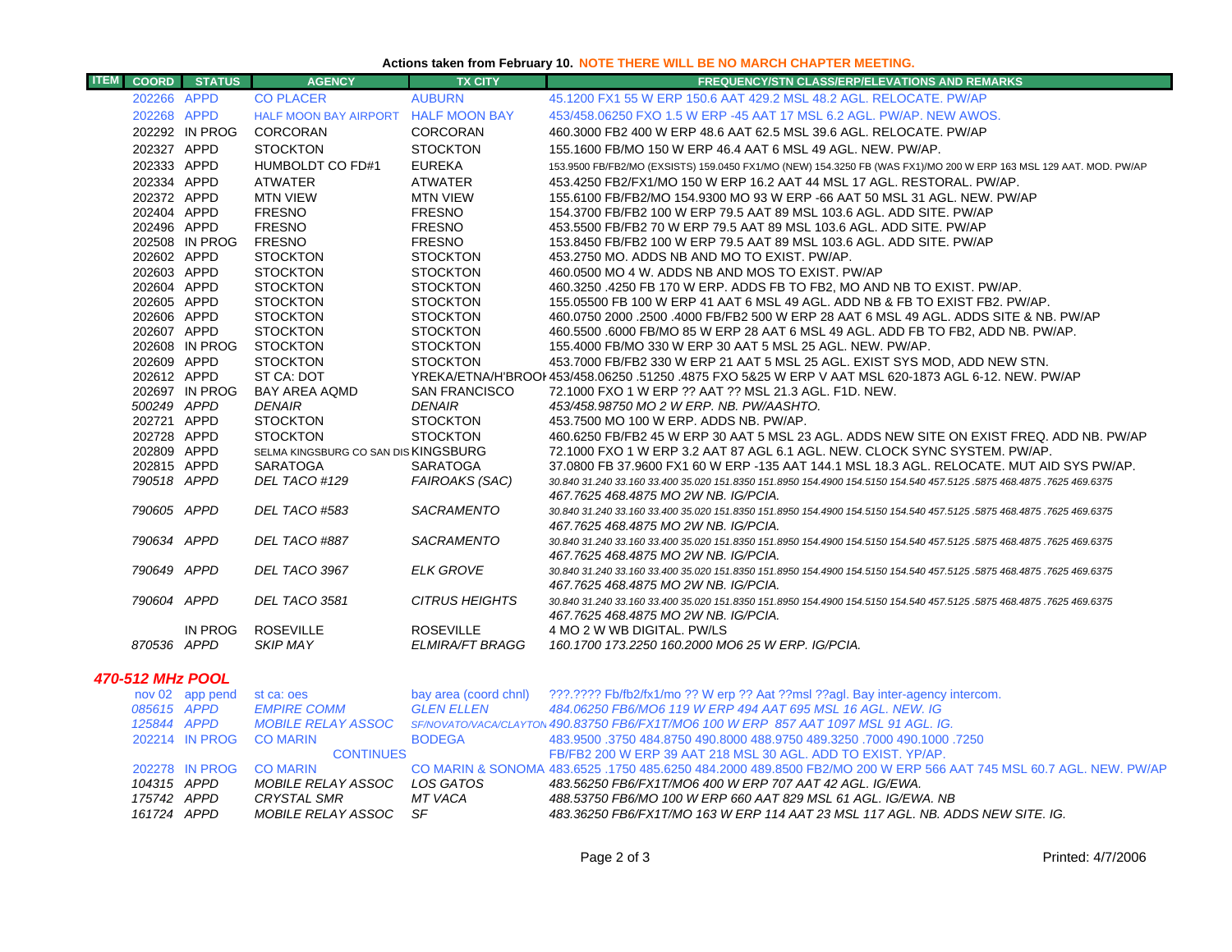**Actions taken from February 10. NOTE THERE WILL BE NO MARCH CHAPTER MEETING.**

| ITEM | COORD | STATUS | AGENCY | TX CITY | FREQUENCY/STN CLASS/ERP/ELEVATIONS AND REMARKS |
|---|---|---|---|---|---|
| | 202266 | APPD | CO PLACER | AUBURN | 45.1200 FX1 55 W ERP 150.6 AAT 429.2 MSL 48.2 AGL. RELOCATE. PW/AP |
| | 202268 | APPD | HALF MOON BAY AIRPORT | HALF MOON BAY | 453/458.06250 FXO 1.5 W ERP -45 AAT 17 MSL 6.2 AGL. PW/AP. NEW AWOS. |
| | 202292 | IN PROG | CORCORAN | CORCORAN | 460.3000 FB2 400 W ERP 48.6 AAT 62.5 MSL 39.6 AGL. RELOCATE. PW/AP |
| | 202327 | APPD | STOCKTON | STOCKTON | 155.1600 FB/MO 150 W ERP 46.4 AAT 6 MSL 49 AGL. NEW. PW/AP. |
| | 202333 | APPD | HUMBOLDT CO FD#1 | EUREKA | 153.9500 FB/FB2/MO (EXSISTS) 159.0450 FX1/MO (NEW) 154.3250 FB (WAS FX1)/MO 200 W ERP 163 MSL 129 AAT. MOD. PW/AP |
| | 202334 | APPD | ATWATER | ATWATER | 453.4250 FB2/FX1/MO 150 W ERP 16.2 AAT 44 MSL 17 AGL. RESTORAL. PW/AP. |
| | 202372 | APPD | MTN VIEW | MTN VIEW | 155.6100 FB/FB2/MO 154.9300 MO 93 W ERP -66 AAT 50 MSL 31 AGL. NEW. PW/AP |
| | 202404 | APPD | FRESNO | FRESNO | 154.3700 FB/FB2 100 W ERP 79.5 AAT 89 MSL 103.6 AGL. ADD SITE. PW/AP |
| | 202496 | APPD | FRESNO | FRESNO | 453.5500 FB/FB2 70 W ERP 79.5 AAT 89 MSL 103.6 AGL. ADD SITE. PW/AP |
| | 202508 | IN PROG | FRESNO | FRESNO | 153.8450 FB/FB2 100 W ERP 79.5 AAT 89 MSL 103.6 AGL. ADD SITE. PW/AP |
| | 202602 | APPD | STOCKTON | STOCKTON | 453.2750 MO. ADDS NB AND MO TO EXIST. PW/AP. |
| | 202603 | APPD | STOCKTON | STOCKTON | 460.0500 MO 4 W. ADDS NB AND MOS TO EXIST. PW/AP |
| | 202604 | APPD | STOCKTON | STOCKTON | 460.3250 .4250 FB 170 W ERP. ADDS FB TO FB2, MO AND NB TO EXIST. PW/AP. |
| | 202605 | APPD | STOCKTON | STOCKTON | 155.05500 FB 100 W ERP 41 AAT 6 MSL 49 AGL. ADD NB & FB TO EXIST FB2. PW/AP. |
| | 202606 | APPD | STOCKTON | STOCKTON | 460.0750 2000 .2500 .4000 FB/FB2 500 W ERP 28 AAT 6 MSL 49 AGL. ADDS SITE & NB. PW/AP |
| | 202607 | APPD | STOCKTON | STOCKTON | 460.5500 .6000 FB/MO 85 W ERP 28 AAT 6 MSL 49 AGL. ADD FB TO FB2, ADD NB. PW/AP. |
| | 202608 | IN PROG | STOCKTON | STOCKTON | 155.4000 FB/MO 330 W ERP 30 AAT 5 MSL 25 AGL. NEW. PW/AP. |
| | 202609 | APPD | STOCKTON | STOCKTON | 453.7000 FB/FB2 330 W ERP 21 AAT 5 MSL 25 AGL. EXIST SYS MOD, ADD NEW STN. |
| | 202612 | APPD | ST CA: DOT | YREKA/ETNA/H'BROOK | 453/458.06250 .51250 .4875 FXO 5&25 W ERP V AAT MSL 620-1873 AGL 6-12. NEW. PW/AP |
| | 202697 | IN PROG | BAY AREA AQMD | SAN FRANCISCO | 72.1000 FXO 1 W ERP ?? AAT ?? MSL 21.3 AGL. F1D. NEW. |
| | *500249* | *APPD* | *DENAIR* | *DENAIR* | *453/458.98750 MO 2 W ERP. NB. PW/AASHTO.* |
| | 202721 | APPD | STOCKTON | STOCKTON | 453.7500 MO 100 W ERP. ADDS NB. PW/AP. |
| | 202728 | APPD | STOCKTON | STOCKTON | 460.6250 FB/FB2 45 W ERP 30 AAT 5 MSL 23 AGL. ADDS NEW SITE ON EXIST FREQ. ADD NB. PW/AP |
| | 202809 | APPD | SELMA KINGSBURG CO SAN DIS | KINGSBURG | 72.1000 FXO 1 W ERP 3.2 AAT 87 AGL 6.1 AGL. NEW. CLOCK SYNC SYSTEM. PW/AP. |
| | 202815 | APPD | SARATOGA | SARATOGA | 37.0800 FB 37.9600 FX1 60 W ERP -135 AAT 144.1 MSL 18.3 AGL. RELOCATE. MUT AID SYS PW/AP. |
| | *790518* | *APPD* | *DEL TACO #129* | *FAIROAKS (SAC)* | *30.840 31.240 33.160 33.400 35.020 151.8350 151.8950 154.4900 154.5150 154.540 457.5125 .5875 468.4875 .7625 469.6375 467.7625 468.4875 MO 2W NB. IG/PCIA.* |
| | *790605* | *APPD* | *DEL TACO #583* | *SACRAMENTO* | *30.840 31.240 33.160 33.400 35.020 151.8350 151.8950 154.4900 154.5150 154.540 457.5125 .5875 468.4875 .7625 469.6375 467.7625 468.4875 MO 2W NB. IG/PCIA.* |
| | *790634* | *APPD* | *DEL TACO #887* | *SACRAMENTO* | *30.840 31.240 33.160 33.400 35.020 151.8350 151.8950 154.4900 154.5150 154.540 457.5125 .5875 468.4875 .7625 469.6375 467.7625 468.4875 MO 2W NB. IG/PCIA.* |
| | *790649* | *APPD* | *DEL TACO 3967* | *ELK GROVE* | *30.840 31.240 33.160 33.400 35.020 151.8350 151.8950 154.4900 154.5150 154.540 457.5125 .5875 468.4875 .7625 469.6375 467.7625 468.4875 MO 2W NB. IG/PCIA.* |
| | *790604* | *APPD* | *DEL TACO 3581* | *CITRUS HEIGHTS* | *30.840 31.240 33.160 33.400 35.020 151.8350 151.8950 154.4900 154.5150 154.540 457.5125 .5875 468.4875 .7625 469.6375 467.7625 468.4875 MO 2W NB. IG/PCIA.* |
| | | IN PROG | ROSEVILLE | ROSEVILLE | 4 MO 2 W WB DIGITAL. PW/LS |
| | *870536* | *APPD* | *SKIP MAY* | *ELMIRA/FT BRAGG* | *160.1700 173.2250 160.2000 MO6 25 W ERP. IG/PCIA.* |

## *470-512 MHz POOL*

| ITEM | COORD | STATUS | AGENCY | TX CITY | FREQUENCY/STN CLASS/ERP/ELEVATIONS AND REMARKS |
|---|---|---|---|---|---|
| | nov 02 | app pend | st ca: oes | bay area (coord chnl) | ???.???? Fb/fb2/fx1/mo ?? W erp ?? Aat ??msl ??agl. Bay inter-agency intercom. |
| | *085615* | *APPD* | *EMPIRE COMM* | *GLEN ELLEN* | *484.06250 FB6/MO6 119 W ERP 494 AAT 695 MSL 16 AGL. NEW. IG* |
| | *125844* | *APPD* | *MOBILE RELAY ASSOC* | *SF/NOVATO/VACA/CLAYTON* | *490.83750 FB6/FX1T/MO6 100 W ERP 857 AAT 1097 MSL 91 AGL. IG.* |
| | 202214 | IN PROG | CO MARIN | BODEGA | 483.9500 .3750 484.8750 490.8000 488.9750 489.3250 .7000 490.1000 .7250 |
| | | | CONTINUES | | FB/FB2 200 W ERP 39 AAT 218 MSL 30 AGL. ADD TO EXIST. YP/AP. |
| | 202278 | IN PROG | CO MARIN | CO MARIN & SONOMA | 483.6525 .1750 485.6250 484.2000 489.8500 FB2/MO 200 W ERP 566 AAT 745 MSL 60.7 AGL. NEW. PW/AP |
| | *104315* | *APPD* | *MOBILE RELAY ASSOC* | *LOS GATOS* | *483.56250 FB6/FX1T/MO6 400 W ERP 707 AAT 42 AGL. IG/EWA.* |
| | *175742* | *APPD* | *CRYSTAL SMR* | *MT VACA* | *488.53750 FB6/MO 100 W ERP 660 AAT 829 MSL 61 AGL. IG/EWA. NB* |
| | *161724* | *APPD* | *MOBILE RELAY ASSOC* | *SF* | *483.36250 FB6/FX1T/MO 163 W ERP 114 AAT 23 MSL 117 AGL. NB. ADDS NEW SITE. IG.* |

Printed: 4/7/2006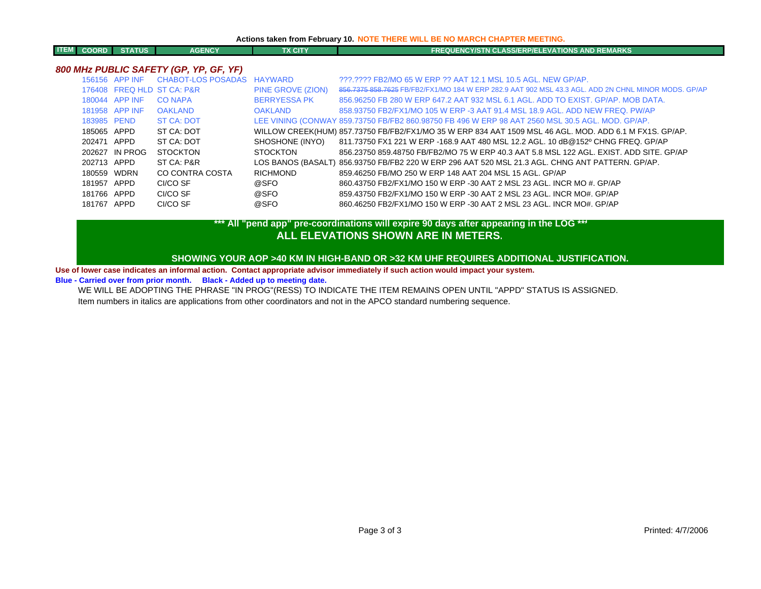**Actions taken from February 10. NOTE THERE WILL BE NO MARCH CHAPTER MEETING.**

| ITEM | COORD | STATUS | AGENCY | TX CITY | FREQUENCY/STN CLASS/ERP/ELEVATIONS AND REMARKS |
|---|---|---|---|---|---|

### *800 MHz PUBLIC SAFETY (GP, YP, GF, YF)*

| ITEM | COORD | STATUS | AGENCY | TX CITY | FREQUENCY/STN CLASS/ERP/ELEVATIONS AND REMARKS |
|---|---|---|---|---|---|
| | 156156 | APP INF | CHABOT-LOS POSADAS | HAYWARD | ???.???? FB2/MO 65 W ERP ?? AAT 12.1 MSL 10.5 AGL. NEW GP/AP. |
| | 176408 | FREQ HLD | ST CA: P&R | PINE GROVE (ZION) | ~~856.7375 858.7625~~ FB/FB2/FX1/MO 184 W ERP 282.9 AAT 902 MSL 43.3 AGL. ADD 2N CHNL MINOR MODS. GP/AP |
| | 180044 | APP INF | CO NAPA | BERRYESSA PK | 856.96250 FB 280 W ERP 647.2 AAT 932 MSL 6.1 AGL. ADD TO EXIST. GP/AP. MOB DATA. |
| | 181958 | APP INF | OAKLAND | OAKLAND | 858.93750 FB2/FX1/MO 105 W ERP -3 AAT 91.4 MSL 18.9 AGL. ADD NEW FREQ. PW/AP |
| | 183985 | PEND | ST CA: DOT | LEE VINING (CONWAY | 859.73750 FB/FB2 860.98750 FB 496 W ERP 98 AAT 2560 MSL 30.5 AGL. MOD. GP/AP. |
| | 185065 | APPD | ST CA: DOT | WILLOW CREEK(HUM) | 857.73750 FB/FB2/FX1/MO 35 W ERP 834 AAT 1509 MSL 46 AGL. MOD. ADD 6.1 M FX1S. GP/AP. |
| | 202471 | APPD | ST CA: DOT | SHOSHONE (INYO) | 811.73750 FX1 221 W ERP -168.9 AAT 480 MSL 12.2 AGL. 10 dB@152º CHNG FREQ. GP/AP |
| | 202627 | IN PROG | STOCKTON | STOCKTON | 856.23750 859.48750 FB/FB2/MO 75 W ERP 40.3 AAT 5.8 MSL 122 AGL. EXIST. ADD SITE. GP/AP |
| | 202713 | APPD | ST CA: P&R | LOS BANOS (BASALT) | 856.93750 FB/FB2 220 W ERP 296 AAT 520 MSL 21.3 AGL. CHNG ANT PATTERN. GP/AP. |
| | 180559 | WDRN | CO CONTRA COSTA | RICHMOND | 859.46250 FB/MO 250 W ERP 148 AAT 204 MSL 15 AGL. GP/AP |
| | 181957 | APPD | CI/CO SF | @SFO | 860.43750 FB2/FX1/MO 150 W ERP -30 AAT 2 MSL 23 AGL. INCR MO #. GP/AP |
| | 181766 | APPD | CI/CO SF | @SFO | 859.43750 FB2/FX1/MO 150 W ERP -30 AAT 2 MSL 23 AGL. INCR MO#. GP/AP |
| | 181767 | APPD | CI/CO SF | @SFO | 860.46250 FB2/FX1/MO 150 W ERP -30 AAT 2 MSL 23 AGL. INCR MO#. GP/AP |

**\*\*\* All "pend app" pre-coordinations will expire 90 days after appearing in the LOG \*\*\***

**ALL ELEVATIONS SHOWN ARE IN METERS.**

**SHOWING YOUR AOP >40 KM IN HIGH-BAND OR >32 KM UHF REQUIRES ADDITIONAL JUSTIFICATION.**

**Use of lower case indicates an informal action. Contact appropriate advisor immediately if such action would impact your system.**

**Blue - Carried over from prior month. Black - Added up to meeting date.**

WE WILL BE ADOPTING THE PHRASE "IN PROG"(RESS) TO INDICATE THE ITEM REMAINS OPEN UNTIL "APPD" STATUS IS ASSIGNED.

Item numbers in italics are applications from other coordinators and not in the APCO standard numbering sequence.

Printed: 4/7/2006